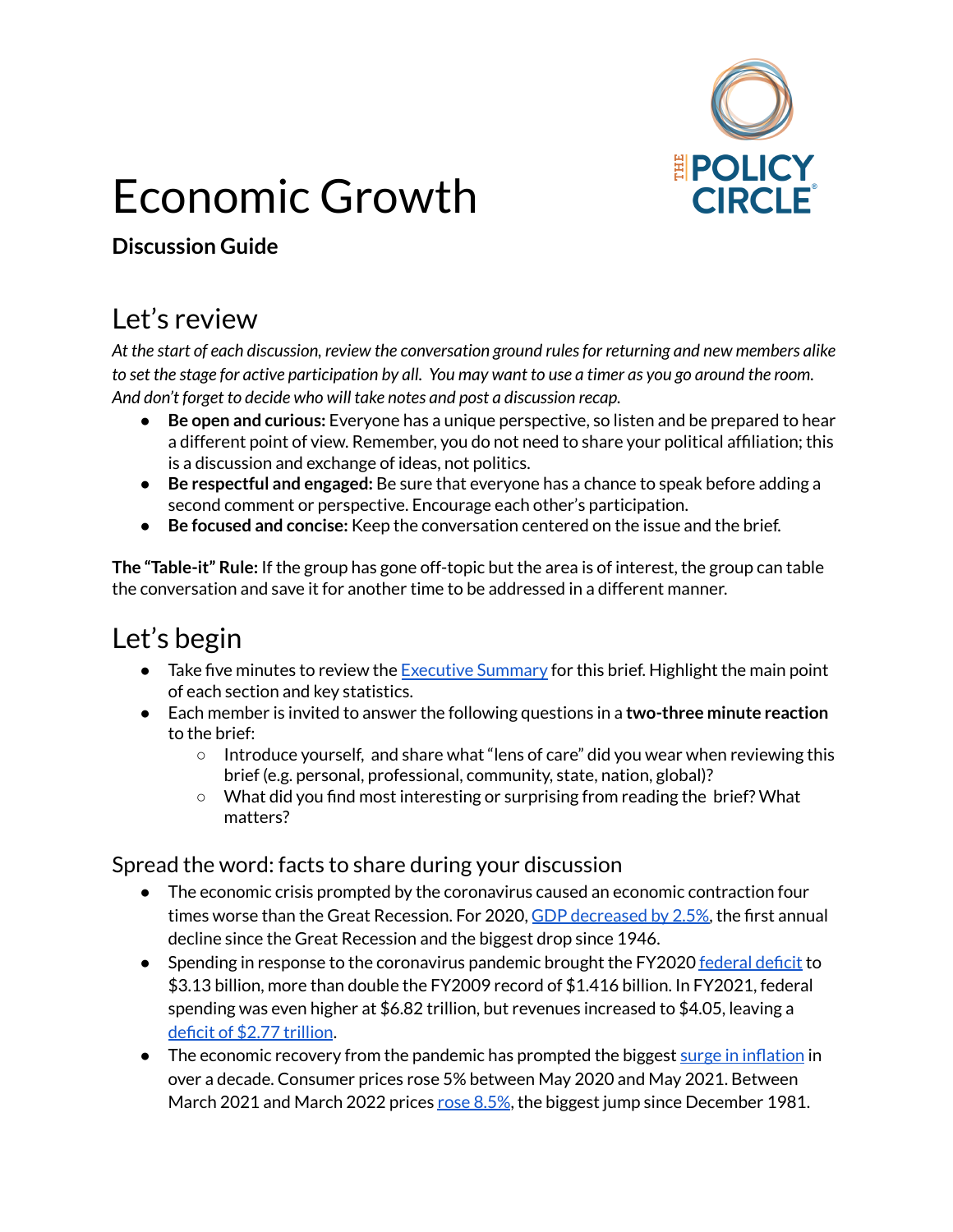# Economic Growth

**Discussion Guide**

## Let's review

*At the start of each discussion, review the conversation ground rules for returning and new members alike to set the stage for active participation by all. You may want to use a timer as you go around the room. And don't forget to decide who will take notes and post a discussion recap.*

- **Be open and curious:** Everyone has a unique perspective, so listen and be prepared to hear a different point of view. Remember, you do not need to share your political affiliation; this is a discussion and exchange of ideas, not politics.
- **Be respectful and engaged:** Be sure that everyone has a chance to speak before adding a second comment or perspective. Encourage each other's participation.
- **Be focused and concise:** Keep the conversation centered on the issue and the brief.

**The "Table-it" Rule:** If the group has gone off-topic but the area is of interest, the group can table the conversation and save it for another time to be addressed in a different manner.

## Let's begin

- Take five minutes to review the Executive Summary for this brief. Highlight the main point of each section and key statistics.
- Each member is invited to answer the following questions in a **two-three minute reaction** to the brief:
  - Introduce yourself, and share what "lens of care" did you wear when reviewing this brief (e.g. personal, professional, community, state, nation, global)?
  - What did you find most interesting or surprising from reading the brief? What matters?

### Spread the word: facts to share during your discussion

- The economic crisis prompted by the coronavirus caused an economic contraction four times worse than the Great Recession. For 2020, GDP decreased by 2.5%, the first annual decline since the Great Recession and the biggest drop since 1946.
- Spending in response to the coronavirus pandemic brought the FY2020 federal deficit to $3.13 billion, more than double the FY2009 record of $1.416 billion. In FY2021, federal spending was even higher at $6.82 trillion, but revenues increased to $4.05, leaving a deficit of $2.77 trillion.
- The economic recovery from the pandemic has prompted the biggest surge in inflation in over a decade. Consumer prices rose 5% between May 2020 and May 2021. Between March 2021 and March 2022 prices rose 8.5%, the biggest jump since December 1981.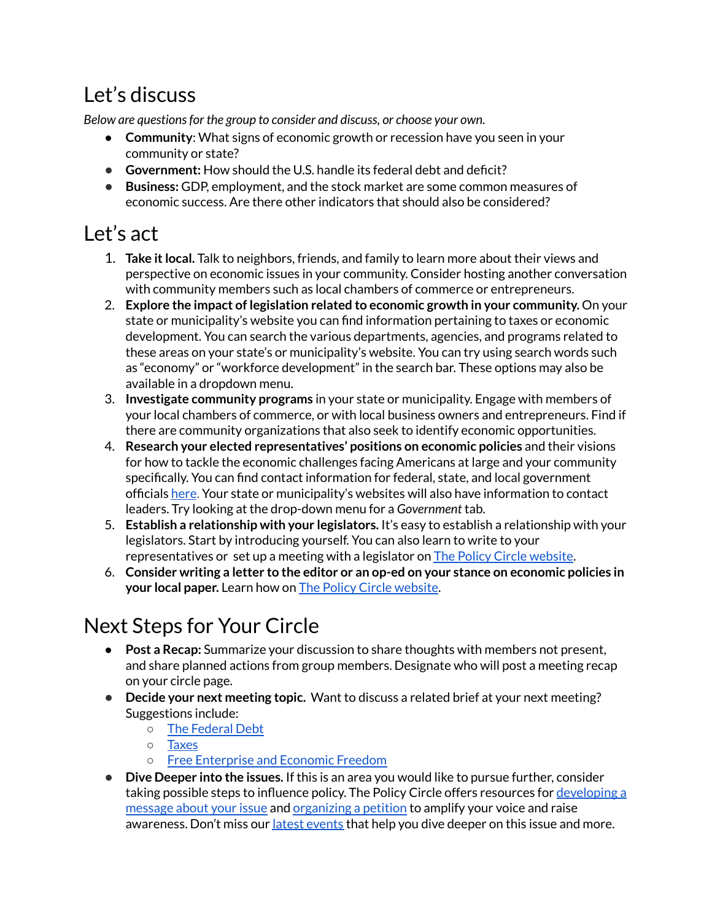## Let's discuss

*Below are questions for the group to consider and discuss, or choose your own.*

- **Community**: What signs of economic growth or recession have you seen in your community or state?
- **Government:** How should the U.S. handle its federal debt and deficit?
- **Business:** GDP, employment, and the stock market are some common measures of economic success. Are there other indicators that should also be considered?

## Let's act

1. **Take it local.** Talk to neighbors, friends, and family to learn more about their views and perspective on economic issues in your community. Consider hosting another conversation with community members such as local chambers of commerce or entrepreneurs.
2. **Explore the impact of legislation related to economic growth in your community.** On your state or municipality's website you can find information pertaining to taxes or economic development. You can search the various departments, agencies, and programs related to these areas on your state's or municipality's website. You can try using search words such as "economy" or "workforce development" in the search bar. These options may also be available in a dropdown menu.
3. **Investigate community programs** in your state or municipality. Engage with members of your local chambers of commerce, or with local business owners and entrepreneurs. Find if there are community organizations that also seek to identify economic opportunities.
4. **Research your elected representatives' positions on economic policies** and their visions for how to tackle the economic challenges facing Americans at large and your community specifically. You can find contact information for federal, state, and local government officials here. Your state or municipality's websites will also have information to contact leaders. Try looking at the drop-down menu for a *Government* tab.
5. **Establish a relationship with your legislators.** It's easy to establish a relationship with your legislators. Start by introducing yourself. You can also learn to write to your representatives or set up a meeting with a legislator on The Policy Circle website.
6. **Consider writing a letter to the editor or an op-ed on your stance on economic policies in your local paper.** Learn how on The Policy Circle website.

## Next Steps for Your Circle

- **Post a Recap:** Summarize your discussion to share thoughts with members not present, and share planned actions from group members. Designate who will post a meeting recap on your circle page.
- **Decide your next meeting topic.** Want to discuss a related brief at your next meeting? Suggestions include:
  - The Federal Debt
  - Taxes
  - Free Enterprise and Economic Freedom
- **Dive Deeper into the issues.** If this is an area you would like to pursue further, consider taking possible steps to influence policy. The Policy Circle offers resources for developing a message about your issue and organizing a petition to amplify your voice and raise awareness. Don't miss our latest events that help you dive deeper on this issue and more.